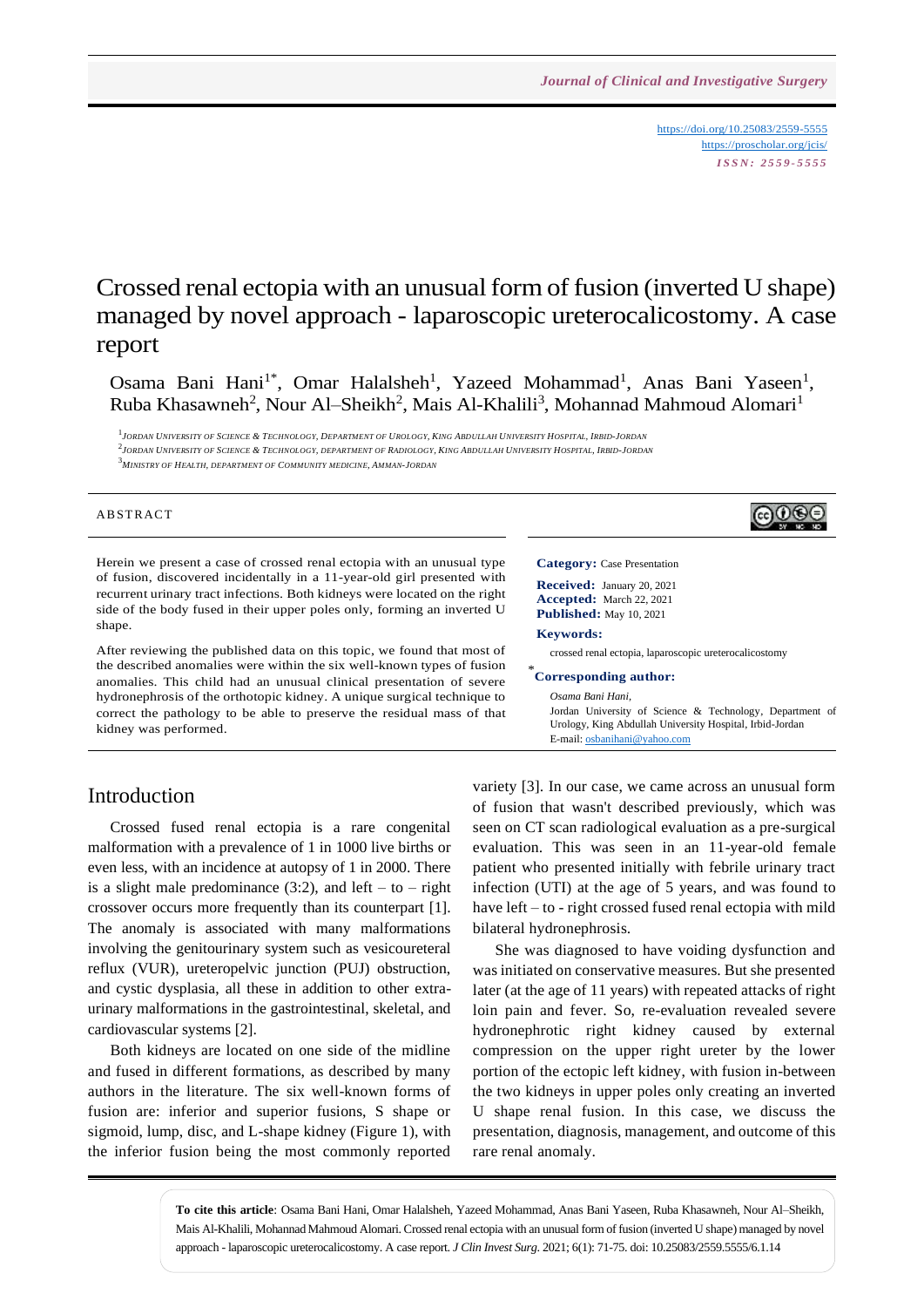https://doi.org/10.25083/2559-5555
https://proscholar.org/jcis/
*ISSN: 2559-5555*

# Crossed renal ectopia with an unusual form of fusion (inverted U shape) managed by novel approach - laparoscopic ureterocalicostomy. A case report

Osama Bani Hani[1*], Omar Halalsheh[1], Yazeed Mohammad[1], Anas Bani Yaseen[1], Ruba Khasawneh[2], Nour Al–Sheikh[2], Mais Al-Khalili[3], Mohannad Mahmoud Alomari[1]

[1]Jordan University of Science & Technology, Department of Urology, King Abdullah University Hospital, Irbid-Jordan
[2]Jordan University of Science & Technology, department of Radiology, King Abdullah University Hospital, Irbid-Jordan
[3]Ministry of Health, department of Community medicine, Amman-Jordan

## ABSTRACT

Herein we present a case of crossed renal ectopia with an unusual type of fusion, discovered incidentally in a 11-year-old girl presented with recurrent urinary tract infections. Both kidneys were located on the right side of the body fused in their upper poles only, forming an inverted U shape.

After reviewing the published data on this topic, we found that most of the described anomalies were within the six well-known types of fusion anomalies. This child had an unusual clinical presentation of severe hydronephrosis of the orthotopic kidney. A unique surgical technique to correct the pathology to be able to preserve the residual mass of that kidney was performed.

**Category:** Case Presentation

**Received:** January 20, 2021
**Accepted:** March 22, 2021
**Published:** May 10, 2021

**Keywords:**
crossed renal ectopia, laparoscopic ureterocalicostomy

**\*Corresponding author:**
*Osama Bani Hani,*
Jordan University of Science & Technology, Department of Urology, King Abdullah University Hospital, Irbid-Jordan
E-mail: osbanihani@yahoo.com

## Introduction

Crossed fused renal ectopia is a rare congenital malformation with a prevalence of 1 in 1000 live births or even less, with an incidence at autopsy of 1 in 2000. There is a slight male predominance (3:2), and left – to – right crossover occurs more frequently than its counterpart [1]. The anomaly is associated with many malformations involving the genitourinary system such as vesicoureteral reflux (VUR), ureteropelvic junction (PUJ) obstruction, and cystic dysplasia, all these in addition to other extra-urinary malformations in the gastrointestinal, skeletal, and cardiovascular systems [2].

Both kidneys are located on one side of the midline and fused in different formations, as described by many authors in the literature. The six well-known forms of fusion are: inferior and superior fusions, S shape or sigmoid, lump, disc, and L-shape kidney (Figure 1), with the inferior fusion being the most commonly reported variety [3]. In our case, we came across an unusual form of fusion that wasn't described previously, which was seen on CT scan radiological evaluation as a pre-surgical evaluation. This was seen in an 11-year-old female patient who presented initially with febrile urinary tract infection (UTI) at the age of 5 years, and was found to have left – to - right crossed fused renal ectopia with mild bilateral hydronephrosis.

She was diagnosed to have voiding dysfunction and was initiated on conservative measures. But she presented later (at the age of 11 years) with repeated attacks of right loin pain and fever. So, re-evaluation revealed severe hydronephrotic right kidney caused by external compression on the upper right ureter by the lower portion of the ectopic left kidney, with fusion in-between the two kidneys in upper poles only creating an inverted U shape renal fusion. In this case, we discuss the presentation, diagnosis, management, and outcome of this rare renal anomaly.

**To cite this article**: Osama Bani Hani, Omar Halalsheh, Yazeed Mohammad, Anas Bani Yaseen, Ruba Khasawneh, Nour Al–Sheikh, Mais Al-Khalili, Mohannad Mahmoud Alomari. Crossed renal ectopia with an unusual form of fusion (inverted U shape) managed by novel approach - laparoscopic ureterocalicostomy. A case report. *J Clin Invest Surg*. 2021; 6(1): 71-75. doi: 10.25083/2559.5555/6.1.14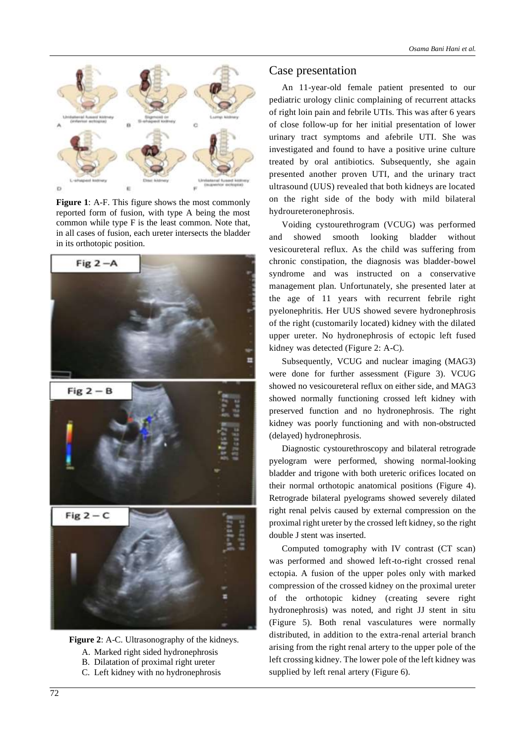**Figure 1**: A-F. This figure shows the most commonly reported form of fusion, with type A being the most common while type F is the least common. Note that, in all cases of fusion, each ureter intersects the bladder in its orthotopic position.

**Figure 2**: A-C. Ultrasonography of the kidneys.

A. Marked right sided hydronephrosis
B. Dilatation of proximal right ureter
C. Left kidney with no hydronephrosis

## Case presentation

An 11-year-old female patient presented to our pediatric urology clinic complaining of recurrent attacks of right loin pain and febrile UTIs. This was after 6 years of close follow-up for her initial presentation of lower urinary tract symptoms and afebrile UTI. She was investigated and found to have a positive urine culture treated by oral antibiotics. Subsequently, she again presented another proven UTI, and the urinary tract ultrasound (UUS) revealed that both kidneys are located on the right side of the body with mild bilateral hydroureteronephrosis.

Voiding cystourethrogram (VCUG) was performed and showed smooth looking bladder without vesicoureteral reflux. As the child was suffering from chronic constipation, the diagnosis was bladder-bowel syndrome and was instructed on a conservative management plan. Unfortunately, she presented later at the age of 11 years with recurrent febrile right pyelonephritis. Her UUS showed severe hydronephrosis of the right (customarily located) kidney with the dilated upper ureter. No hydronephrosis of ectopic left fused kidney was detected (Figure 2: A-C).

Subsequently, VCUG and nuclear imaging (MAG3) were done for further assessment (Figure 3). VCUG showed no vesicoureteral reflux on either side, and MAG3 showed normally functioning crossed left kidney with preserved function and no hydronephrosis. The right kidney was poorly functioning and with non-obstructed (delayed) hydronephrosis.

Diagnostic cystourethroscopy and bilateral retrograde pyelogram were performed, showing normal-looking bladder and trigone with both ureteric orifices located on their normal orthotopic anatomical positions (Figure 4). Retrograde bilateral pyelograms showed severely dilated right renal pelvis caused by external compression on the proximal right ureter by the crossed left kidney, so the right double J stent was inserted.

Computed tomography with IV contrast (CT scan) was performed and showed left-to-right crossed renal ectopia. A fusion of the upper poles only with marked compression of the crossed kidney on the proximal ureter of the orthotopic kidney (creating severe right hydronephrosis) was noted, and right JJ stent in situ (Figure 5). Both renal vasculatures were normally distributed, in addition to the extra-renal arterial branch arising from the right renal artery to the upper pole of the left crossing kidney. The lower pole of the left kidney was supplied by left renal artery (Figure 6).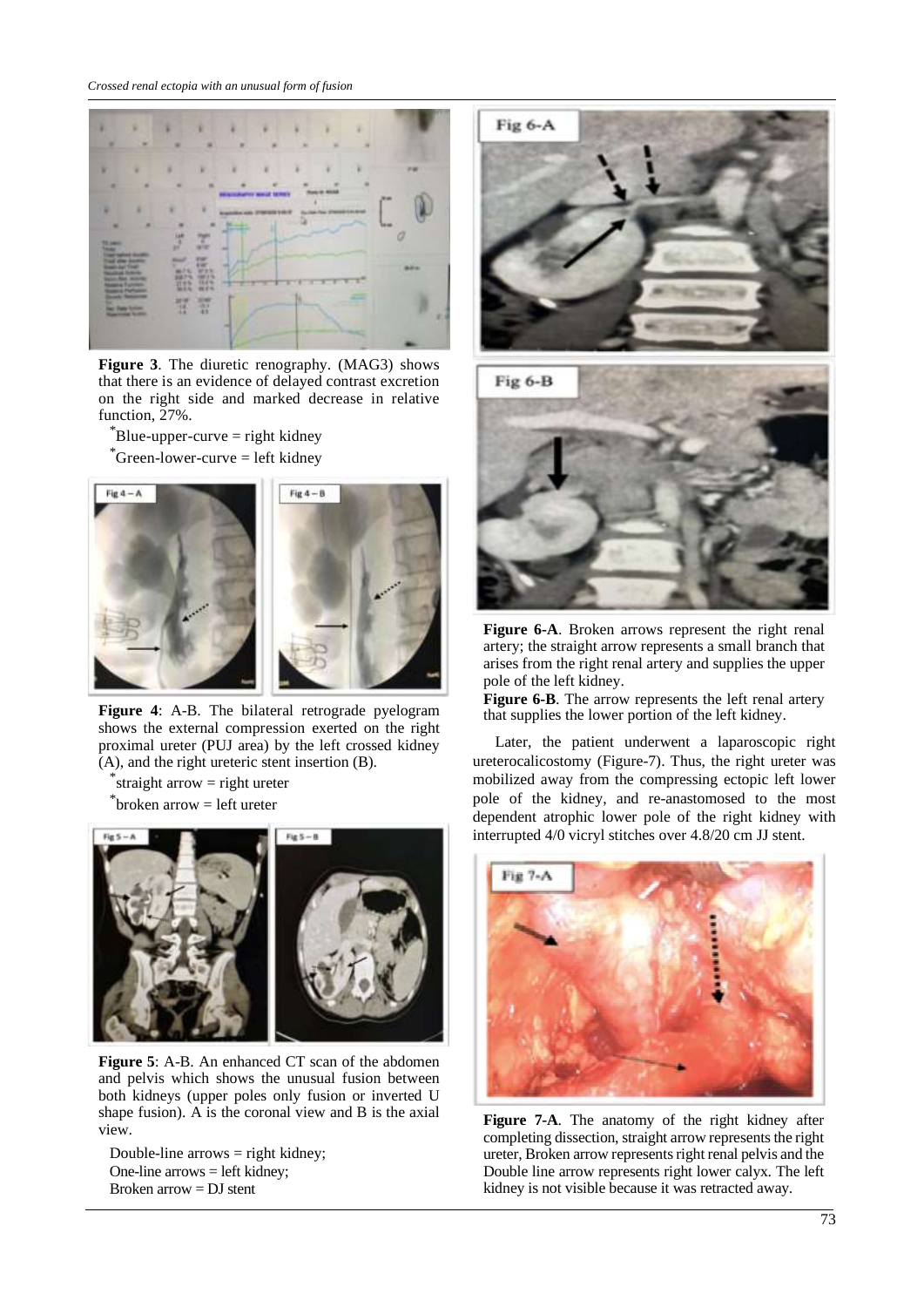**Figure 3**. The diuretic renography. (MAG3) shows that there is an evidence of delayed contrast excretion on the right side and marked decrease in relative function, 27%.

*Blue-upper-curve = right kidney

*Green-lower-curve = left kidney

**Figure 4**: A-B. The bilateral retrograde pyelogram shows the external compression exerted on the right proximal ureter (PUJ area) by the left crossed kidney (A), and the right ureteric stent insertion (B).

*straight arrow = right ureter

*broken arrow = left ureter

**Figure 5**: A-B. An enhanced CT scan of the abdomen and pelvis which shows the unusual fusion between both kidneys (upper poles only fusion or inverted U shape fusion). A is the coronal view and B is the axial view.

Double-line arrows = right kidney;
One-line arrows = left kidney;
Broken arrow = DJ stent

**Figure 6-A**. Broken arrows represent the right renal artery; the straight arrow represents a small branch that arises from the right renal artery and supplies the upper pole of the left kidney.

**Figure 6-B**. The arrow represents the left renal artery that supplies the lower portion of the left kidney.

Later, the patient underwent a laparoscopic right ureterocalicostomy (Figure-7). Thus, the right ureter was mobilized away from the compressing ectopic left lower pole of the kidney, and re-anastomosed to the most dependent atrophic lower pole of the right kidney with interrupted 4/0 vicryl stitches over 4.8/20 cm JJ stent.

**Figure 7-A**. The anatomy of the right kidney after completing dissection, straight arrow represents the right ureter, Broken arrow represents right renal pelvis and the Double line arrow represents right lower calyx. The left kidney is not visible because it was retracted away.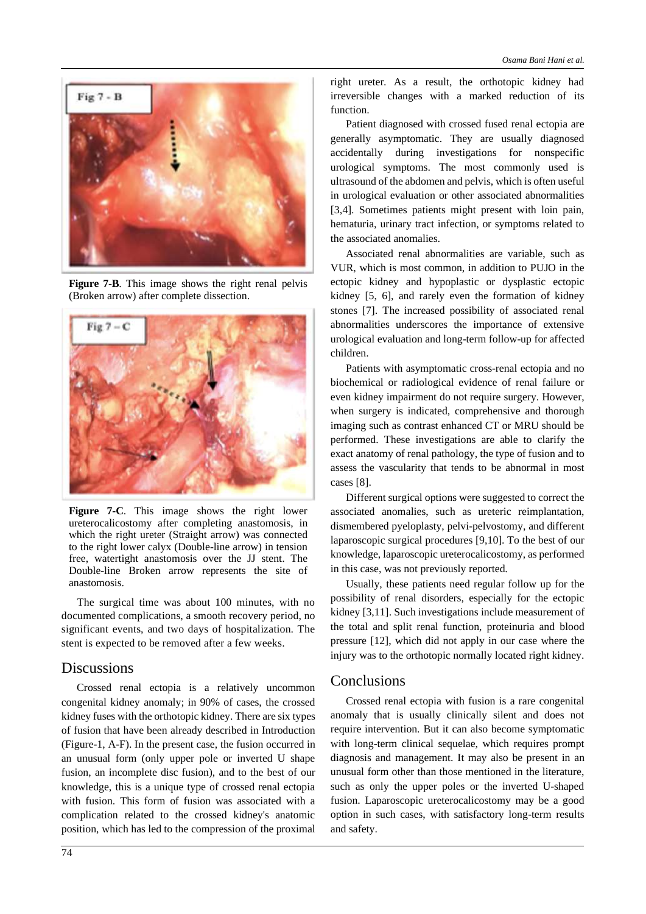**Figure 7-B**. This image shows the right renal pelvis (Broken arrow) after complete dissection.

**Figure 7-C**. This image shows the right lower ureterocalicostomy after completing anastomosis, in which the right ureter (Straight arrow) was connected to the right lower calyx (Double-line arrow) in tension free, watertight anastomosis over the JJ stent. The Double-line Broken arrow represents the site of anastomosis.

The surgical time was about 100 minutes, with no documented complications, a smooth recovery period, no significant events, and two days of hospitalization. The stent is expected to be removed after a few weeks.

## Discussions

Crossed renal ectopia is a relatively uncommon congenital kidney anomaly; in 90% of cases, the crossed kidney fuses with the orthotopic kidney. There are six types of fusion that have been already described in Introduction (Figure-1, A-F). In the present case, the fusion occurred in an unusual form (only upper pole or inverted U shape fusion, an incomplete disc fusion), and to the best of our knowledge, this is a unique type of crossed renal ectopia with fusion. This form of fusion was associated with a complication related to the crossed kidney's anatomic position, which has led to the compression of the proximal right ureter. As a result, the orthotopic kidney had irreversible changes with a marked reduction of its function.

Patient diagnosed with crossed fused renal ectopia are generally asymptomatic. They are usually diagnosed accidentally during investigations for nonspecific urological symptoms. The most commonly used is ultrasound of the abdomen and pelvis, which is often useful in urological evaluation or other associated abnormalities [3,4]. Sometimes patients might present with loin pain, hematuria, urinary tract infection, or symptoms related to the associated anomalies.

Associated renal abnormalities are variable, such as VUR, which is most common, in addition to PUJO in the ectopic kidney and hypoplastic or dysplastic ectopic kidney [5, 6], and rarely even the formation of kidney stones [7]. The increased possibility of associated renal abnormalities underscores the importance of extensive urological evaluation and long-term follow-up for affected children.

Patients with asymptomatic cross-renal ectopia and no biochemical or radiological evidence of renal failure or even kidney impairment do not require surgery. However, when surgery is indicated, comprehensive and thorough imaging such as contrast enhanced CT or MRU should be performed. These investigations are able to clarify the exact anatomy of renal pathology, the type of fusion and to assess the vascularity that tends to be abnormal in most cases [8].

Different surgical options were suggested to correct the associated anomalies, such as ureteric reimplantation, dismembered pyeloplasty, pelvi-pelvostomy, and different laparoscopic surgical procedures [9,10]. To the best of our knowledge, laparoscopic ureterocalicostomy, as performed in this case, was not previously reported.

Usually, these patients need regular follow up for the possibility of renal disorders, especially for the ectopic kidney [3,11]. Such investigations include measurement of the total and split renal function, proteinuria and blood pressure [12], which did not apply in our case where the injury was to the orthotopic normally located right kidney.

## Conclusions

Crossed renal ectopia with fusion is a rare congenital anomaly that is usually clinically silent and does not require intervention. But it can also become symptomatic with long-term clinical sequelae, which requires prompt diagnosis and management. It may also be present in an unusual form other than those mentioned in the literature, such as only the upper poles or the inverted U-shaped fusion. Laparoscopic ureterocalicostomy may be a good option in such cases, with satisfactory long-term results and safety.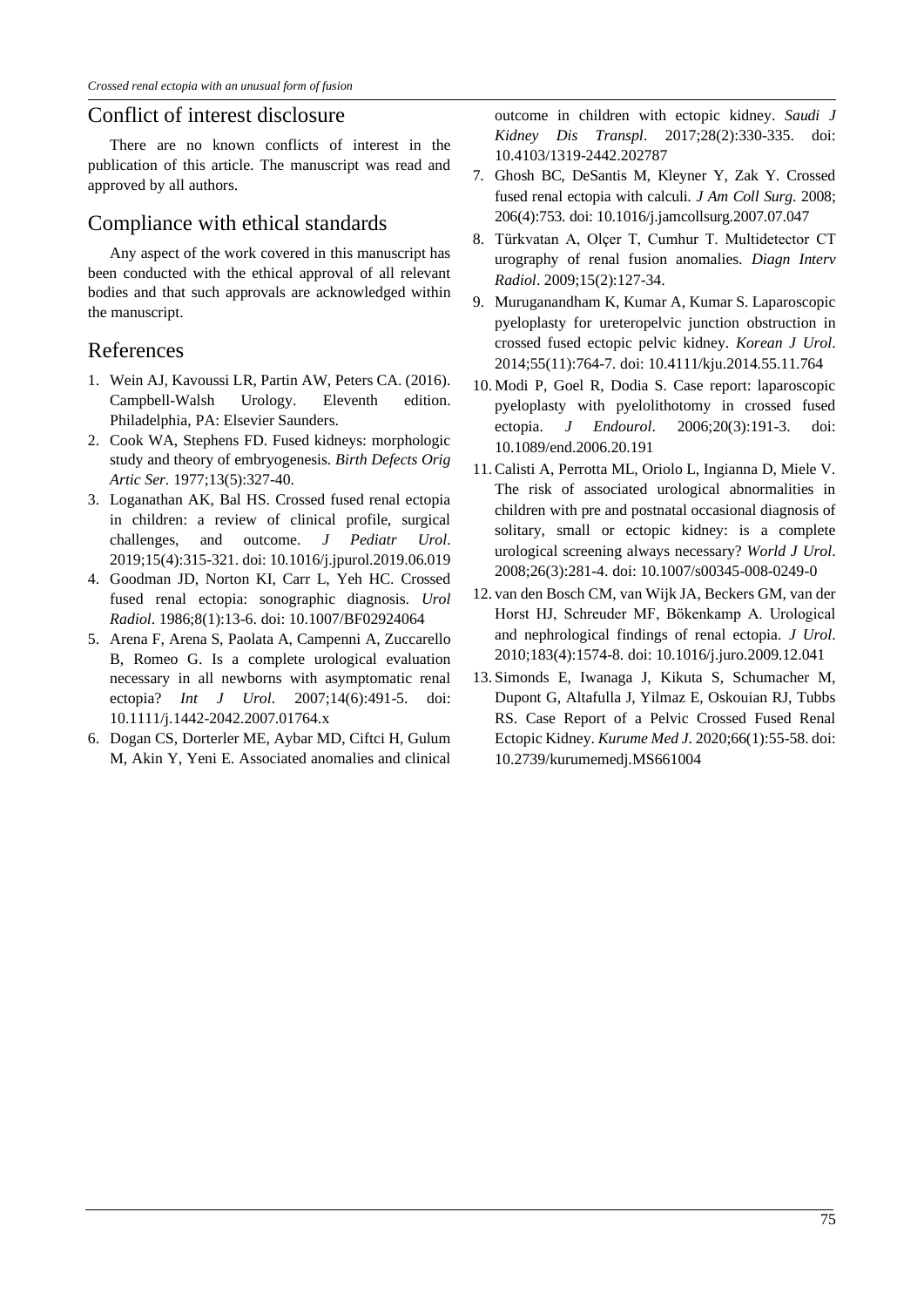## Conflict of interest disclosure

There are no known conflicts of interest in the publication of this article. The manuscript was read and approved by all authors.

## Compliance with ethical standards

Any aspect of the work covered in this manuscript has been conducted with the ethical approval of all relevant bodies and that such approvals are acknowledged within the manuscript.

## References

1. Wein AJ, Kavoussi LR, Partin AW, Peters CA. (2016). Campbell-Walsh Urology. Eleventh edition. Philadelphia, PA: Elsevier Saunders.
2. Cook WA, Stephens FD. Fused kidneys: morphologic study and theory of embryogenesis. *Birth Defects Orig Artic Ser*. 1977;13(5):327-40.
3. Loganathan AK, Bal HS. Crossed fused renal ectopia in children: a review of clinical profile, surgical challenges, and outcome. *J Pediatr Urol*. 2019;15(4):315-321. doi: 10.1016/j.jpurol.2019.06.019
4. Goodman JD, Norton KI, Carr L, Yeh HC. Crossed fused renal ectopia: sonographic diagnosis. *Urol Radiol*. 1986;8(1):13-6. doi: 10.1007/BF02924064
5. Arena F, Arena S, Paolata A, Campenni A, Zuccarello B, Romeo G. Is a complete urological evaluation necessary in all newborns with asymptomatic renal ectopia? *Int J Urol*. 2007;14(6):491-5. doi: 10.1111/j.1442-2042.2007.01764.x
6. Dogan CS, Dorterler ME, Aybar MD, Ciftci H, Gulum M, Akin Y, Yeni E. Associated anomalies and clinical outcome in children with ectopic kidney. *Saudi J Kidney Dis Transpl*. 2017;28(2):330-335. doi: 10.4103/1319-2442.202787
7. Ghosh BC, DeSantis M, Kleyner Y, Zak Y. Crossed fused renal ectopia with calculi. *J Am Coll Surg*. 2008; 206(4):753. doi: 10.1016/j.jamcollsurg.2007.07.047
8. Türkvatan A, Olçer T, Cumhur T. Multidetector CT urography of renal fusion anomalies. *Diagn Interv Radiol*. 2009;15(2):127-34.
9. Muruganandham K, Kumar A, Kumar S. Laparoscopic pyeloplasty for ureteropelvic junction obstruction in crossed fused ectopic pelvic kidney. *Korean J Urol*. 2014;55(11):764-7. doi: 10.4111/kju.2014.55.11.764
10. Modi P, Goel R, Dodia S. Case report: laparoscopic pyeloplasty with pyelolithotomy in crossed fused ectopia. *J Endourol*. 2006;20(3):191-3. doi: 10.1089/end.2006.20.191
11. Calisti A, Perrotta ML, Oriolo L, Ingianna D, Miele V. The risk of associated urological abnormalities in children with pre and postnatal occasional diagnosis of solitary, small or ectopic kidney: is a complete urological screening always necessary? *World J Urol*. 2008;26(3):281-4. doi: 10.1007/s00345-008-0249-0
12. van den Bosch CM, van Wijk JA, Beckers GM, van der Horst HJ, Schreuder MF, Bökenkamp A. Urological and nephrological findings of renal ectopia. *J Urol*. 2010;183(4):1574-8. doi: 10.1016/j.juro.2009.12.041
13. Simonds E, Iwanaga J, Kikuta S, Schumacher M, Dupont G, Altafulla J, Yilmaz E, Oskouian RJ, Tubbs RS. Case Report of a Pelvic Crossed Fused Renal Ectopic Kidney. *Kurume Med J*. 2020;66(1):55-58. doi: 10.2739/kurumemedj.MS661004